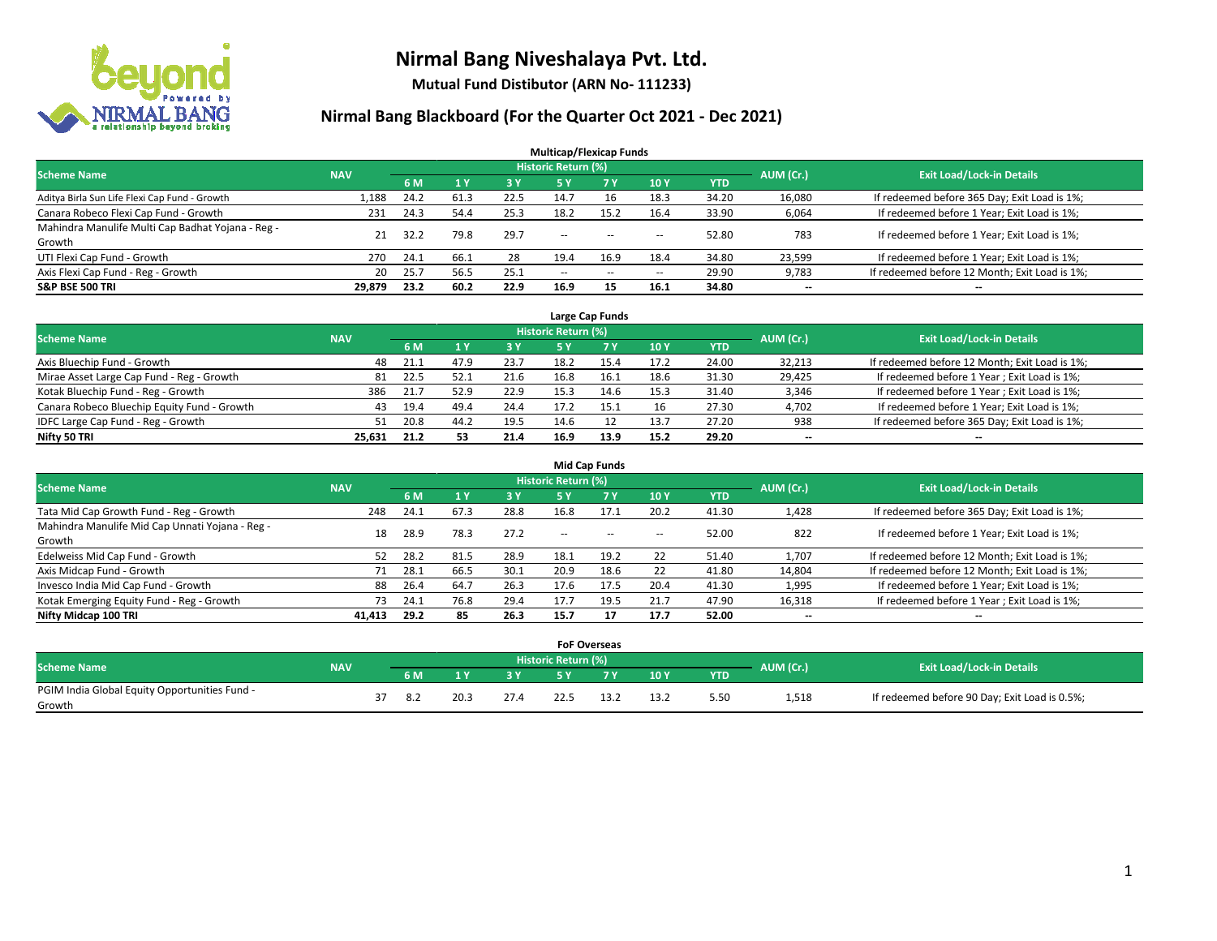# Nirmal Bang Niveshalaya Pvt. Ltd.

**Mutual Fund Distibutor (ARN No- 111233)**

## Nirmal Bang Blackboard (For the Quarter Oct 2021 - Dec 2021)

### Multicap/Flexicap Funds

| Scheme Name | NAV | Historic Return (%) | | | | | | | AUM (Cr.) | Exit Load/Lock-in Details |
|---|---|---|---|---|---|---|---|---|---|---|
| | | 6 M | 1 Y | 3 Y | 5 Y | 7 Y | 10 Y | YTD | | |
| Aditya Birla Sun Life Flexi Cap Fund - Growth | 1,188 | 24.2 | 61.3 | 22.5 | 14.7 | 16 | 18.3 | 34.20 | 16,080 | If redeemed before 365 Day; Exit Load is 1%; |
| Canara Robeco Flexi Cap Fund - Growth | 231 | 24.3 | 54.4 | 25.3 | 18.2 | 15.2 | 16.4 | 33.90 | 6,064 | If redeemed before 1 Year; Exit Load is 1%; |
| Mahindra Manulife Multi Cap Badhat Yojana - Reg - Growth | 21 | 32.2 | 79.8 | 29.7 | -- | -- | -- | 52.80 | 783 | If redeemed before 1 Year; Exit Load is 1%; |
| UTI Flexi Cap Fund - Growth | 270 | 24.1 | 66.1 | 28 | 19.4 | 16.9 | 18.4 | 34.80 | 23,599 | If redeemed before 1 Year; Exit Load is 1%; |
| Axis Flexi Cap Fund - Reg - Growth | 20 | 25.7 | 56.5 | 25.1 | -- | -- | -- | 29.90 | 9,783 | If redeemed before 12 Month; Exit Load is 1%; |
| **S&P BSE 500 TRI** | **29,879** | **23.2** | **60.2** | **22.9** | **16.9** | **15** | **16.1** | **34.80** | **--** | **--** |

### Large Cap Funds

| Scheme Name | NAV | Historic Return (%) | | | | | | | AUM (Cr.) | Exit Load/Lock-in Details |
|---|---|---|---|---|---|---|---|---|---|---|
| | | 6 M | 1 Y | 3 Y | 5 Y | 7 Y | 10 Y | YTD | | |
| Axis Bluechip Fund - Growth | 48 | 21.1 | 47.9 | 23.7 | 18.2 | 15.4 | 17.2 | 24.00 | 32,213 | If redeemed before 12 Month; Exit Load is 1%; |
| Mirae Asset Large Cap Fund - Reg - Growth | 81 | 22.5 | 52.1 | 21.6 | 16.8 | 16.1 | 18.6 | 31.30 | 29,425 | If redeemed before 1 Year ; Exit Load is 1%; |
| Kotak Bluechip Fund - Reg - Growth | 386 | 21.7 | 52.9 | 22.9 | 15.3 | 14.6 | 15.3 | 31.40 | 3,346 | If redeemed before 1 Year ; Exit Load is 1%; |
| Canara Robeco Bluechip Equity Fund - Growth | 43 | 19.4 | 49.4 | 24.4 | 17.2 | 15.1 | 16 | 27.30 | 4,702 | If redeemed before 1 Year; Exit Load is 1%; |
| IDFC Large Cap Fund - Reg - Growth | 51 | 20.8 | 44.2 | 19.5 | 14.6 | 12 | 13.7 | 27.20 | 938 | If redeemed before 365 Day; Exit Load is 1%; |
| **Nifty 50 TRI** | **25,631** | **21.2** | **53** | **21.4** | **16.9** | **13.9** | **15.2** | **29.20** | **--** | **--** |

### Mid Cap Funds

| Scheme Name | NAV | Historic Return (%) | | | | | | | AUM (Cr.) | Exit Load/Lock-in Details |
|---|---|---|---|---|---|---|---|---|---|---|
| | | 6 M | 1 Y | 3 Y | 5 Y | 7 Y | 10 Y | YTD | | |
| Tata Mid Cap Growth Fund - Reg - Growth | 248 | 24.1 | 67.3 | 28.8 | 16.8 | 17.1 | 20.2 | 41.30 | 1,428 | If redeemed before 365 Day; Exit Load is 1%; |
| Mahindra Manulife Mid Cap Unnati Yojana - Reg - Growth | 18 | 28.9 | 78.3 | 27.2 | -- | -- | -- | 52.00 | 822 | If redeemed before 1 Year; Exit Load is 1%; |
| Edelweiss Mid Cap Fund - Growth | 52 | 28.2 | 81.5 | 28.9 | 18.1 | 19.2 | 22 | 51.40 | 1,707 | If redeemed before 12 Month; Exit Load is 1%; |
| Axis Midcap Fund - Growth | 71 | 28.1 | 66.5 | 30.1 | 20.9 | 18.6 | 22 | 41.80 | 14,804 | If redeemed before 12 Month; Exit Load is 1%; |
| Invesco India Mid Cap Fund - Growth | 88 | 26.4 | 64.7 | 26.3 | 17.6 | 17.5 | 20.4 | 41.30 | 1,995 | If redeemed before 1 Year; Exit Load is 1%; |
| Kotak Emerging Equity Fund - Reg - Growth | 73 | 24.1 | 76.8 | 29.4 | 17.7 | 19.5 | 21.7 | 47.90 | 16,318 | If redeemed before 1 Year ; Exit Load is 1%; |
| **Nifty Midcap 100 TRI** | **41,413** | **29.2** | **85** | **26.3** | **15.7** | **17** | **17.7** | **52.00** | **--** | **--** |

### FoF Overseas

| Scheme Name | NAV | Historic Return (%) | | | | | | | AUM (Cr.) | Exit Load/Lock-in Details |
|---|---|---|---|---|---|---|---|---|---|---|
| | | 6 M | 1 Y | 3 Y | 5 Y | 7 Y | 10 Y | YTD | | |
| PGIM India Global Equity Opportunities Fund - Growth | 37 | 8.2 | 20.3 | 27.4 | 22.5 | 13.2 | 13.2 | 5.50 | 1,518 | If redeemed before 90 Day; Exit Load is 0.5%; |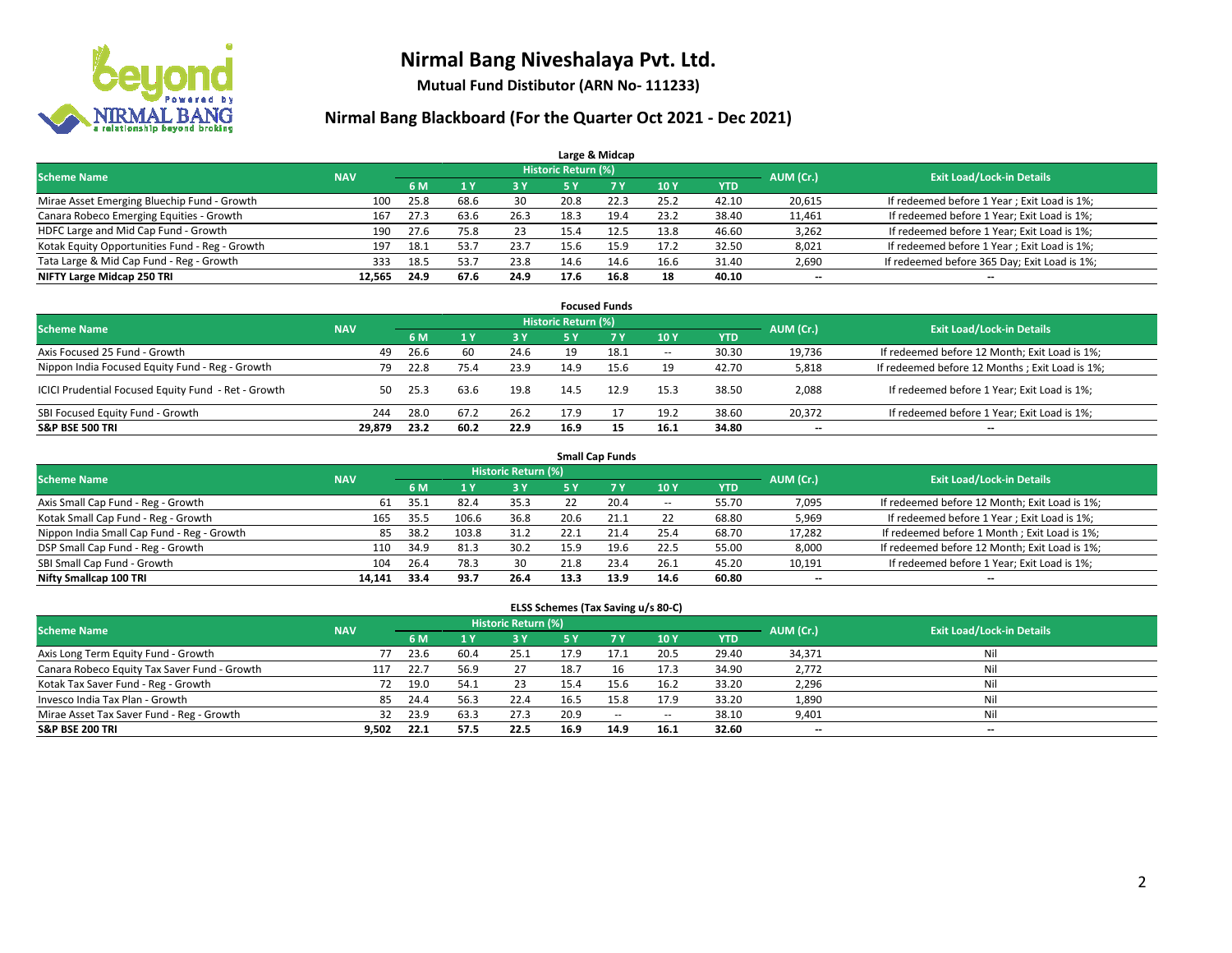# Nirmal Bang Niveshalaya Pvt. Ltd.

**Mutual Fund Distibutor (ARN No- 111233)**

## Nirmal Bang Blackboard (For the Quarter Oct 2021 - Dec 2021)

### Large & Midcap

| Scheme Name | NAV | Historic Return (%) | | | | | | | AUM (Cr.) | Exit Load/Lock-in Details |
|---|---|---|---|---|---|---|---|---|---|---|
| | | 6 M | 1 Y | 3 Y | 5 Y | 7 Y | 10 Y | YTD | | |
| Mirae Asset Emerging Bluechip Fund - Growth | 100 | 25.8 | 68.6 | 30 | 20.8 | 22.3 | 25.2 | 42.10 | 20,615 | If redeemed before 1 Year ; Exit Load is 1%; |
| Canara Robeco Emerging Equities - Growth | 167 | 27.3 | 63.6 | 26.3 | 18.3 | 19.4 | 23.2 | 38.40 | 11,461 | If redeemed before 1 Year; Exit Load is 1%; |
| HDFC Large and Mid Cap Fund - Growth | 190 | 27.6 | 75.8 | 23 | 15.4 | 12.5 | 13.8 | 46.60 | 3,262 | If redeemed before 1 Year; Exit Load is 1%; |
| Kotak Equity Opportunities Fund - Reg - Growth | 197 | 18.1 | 53.7 | 23.7 | 15.6 | 15.9 | 17.2 | 32.50 | 8,021 | If redeemed before 1 Year ; Exit Load is 1%; |
| Tata Large & Mid Cap Fund - Reg - Growth | 333 | 18.5 | 53.7 | 23.8 | 14.6 | 14.6 | 16.6 | 31.40 | 2,690 | If redeemed before 365 Day; Exit Load is 1%; |
| **NIFTY Large Midcap 250 TRI** | **12,565** | **24.9** | **67.6** | **24.9** | **17.6** | **16.8** | **18** | **40.10** | **--** | **--** |

### Focused Funds

| Scheme Name | NAV | Historic Return (%) | | | | | | | AUM (Cr.) | Exit Load/Lock-in Details |
|---|---|---|---|---|---|---|---|---|---|---|
| | | 6 M | 1 Y | 3 Y | 5 Y | 7 Y | 10 Y | YTD | | |
| Axis Focused 25 Fund - Growth | 49 | 26.6 | 60 | 24.6 | 19 | 18.1 | -- | 30.30 | 19,736 | If redeemed before 12 Month; Exit Load is 1%; |
| Nippon India Focused Equity Fund - Reg - Growth | 79 | 22.8 | 75.4 | 23.9 | 14.9 | 15.6 | 19 | 42.70 | 5,818 | If redeemed before 12 Months ; Exit Load is 1%; |
| ICICI Prudential Focused Equity Fund - Ret - Growth | 50 | 25.3 | 63.6 | 19.8 | 14.5 | 12.9 | 15.3 | 38.50 | 2,088 | If redeemed before 1 Year; Exit Load is 1%; |
| SBI Focused Equity Fund - Growth | 244 | 28.0 | 67.2 | 26.2 | 17.9 | 17 | 19.2 | 38.60 | 20,372 | If redeemed before 1 Year; Exit Load is 1%; |
| **S&P BSE 500 TRI** | **29,879** | **23.2** | **60.2** | **22.9** | **16.9** | **15** | **16.1** | **34.80** | **--** | **--** |

### Small Cap Funds

| Scheme Name | NAV | Historic Return (%) | | | | | | | AUM (Cr.) | Exit Load/Lock-in Details |
|---|---|---|---|---|---|---|---|---|---|---|
| | | 6 M | 1 Y | 3 Y | 5 Y | 7 Y | 10 Y | YTD | | |
| Axis Small Cap Fund - Reg - Growth | 61 | 35.1 | 82.4 | 35.3 | 22 | 20.4 | -- | 55.70 | 7,095 | If redeemed before 12 Month; Exit Load is 1%; |
| Kotak Small Cap Fund - Reg - Growth | 165 | 35.5 | 106.6 | 36.8 | 20.6 | 21.1 | 22 | 68.80 | 5,969 | If redeemed before 1 Year ; Exit Load is 1%; |
| Nippon India Small Cap Fund - Reg - Growth | 85 | 38.2 | 103.8 | 31.2 | 22.1 | 21.4 | 25.4 | 68.70 | 17,282 | If redeemed before 1 Month ; Exit Load is 1%; |
| DSP Small Cap Fund - Reg - Growth | 110 | 34.9 | 81.3 | 30.2 | 15.9 | 19.6 | 22.5 | 55.00 | 8,000 | If redeemed before 12 Month; Exit Load is 1%; |
| SBI Small Cap Fund - Growth | 104 | 26.4 | 78.3 | 30 | 21.8 | 23.4 | 26.1 | 45.20 | 10,191 | If redeemed before 1 Year; Exit Load is 1%; |
| **Nifty Smallcap 100 TRI** | **14,141** | **33.4** | **93.7** | **26.4** | **13.3** | **13.9** | **14.6** | **60.80** | **--** | **--** |

### ELSS Schemes (Tax Saving u/s 80-C)

| Scheme Name | NAV | Historic Return (%) | | | | | | | AUM (Cr.) | Exit Load/Lock-in Details |
|---|---|---|---|---|---|---|---|---|---|---|
| | | 6 M | 1 Y | 3 Y | 5 Y | 7 Y | 10 Y | YTD | | |
| Axis Long Term Equity Fund - Growth | 77 | 23.6 | 60.4 | 25.1 | 17.9 | 17.1 | 20.5 | 29.40 | 34,371 | Nil |
| Canara Robeco Equity Tax Saver Fund - Growth | 117 | 22.7 | 56.9 | 27 | 18.7 | 16 | 17.3 | 34.90 | 2,772 | Nil |
| Kotak Tax Saver Fund - Reg - Growth | 72 | 19.0 | 54.1 | 23 | 15.4 | 15.6 | 16.2 | 33.20 | 2,296 | Nil |
| Invesco India Tax Plan - Growth | 85 | 24.4 | 56.3 | 22.4 | 16.5 | 15.8 | 17.9 | 33.20 | 1,890 | Nil |
| Mirae Asset Tax Saver Fund - Reg - Growth | 32 | 23.9 | 63.3 | 27.3 | 20.9 | -- | -- | 38.10 | 9,401 | Nil |
| **S&P BSE 200 TRI** | **9,502** | **22.1** | **57.5** | **22.5** | **16.9** | **14.9** | **16.1** | **32.60** | **--** | **--** |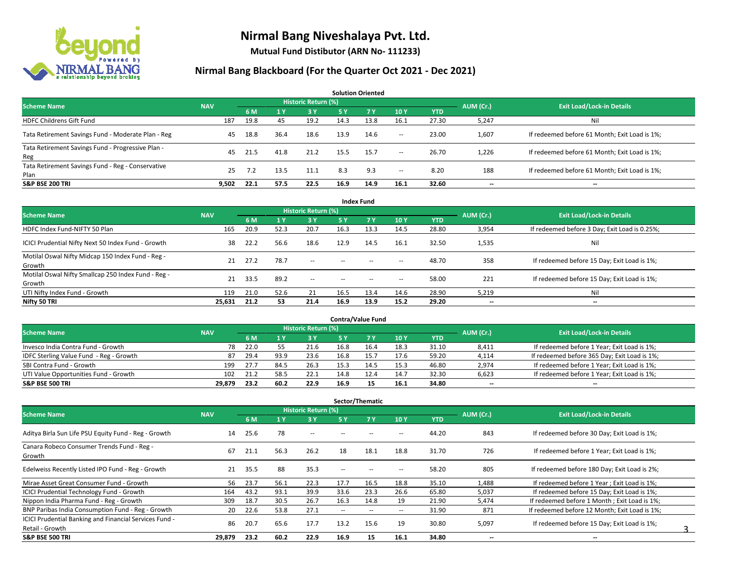# Nirmal Bang Niveshalaya Pvt. Ltd.

**Mutual Fund Distibutor (ARN No- 111233)**

## Nirmal Bang Blackboard (For the Quarter Oct 2021 - Dec 2021)

### Solution Oriented

| Scheme Name | NAV | Historic Return (%) | | | | | | | AUM (Cr.) | Exit Load/Lock-in Details |
|---|---|---|---|---|---|---|---|---|---|---|
| | | 6 M | 1 Y | 3 Y | 5 Y | 7 Y | 10 Y | YTD | | |
| HDFC Childrens Gift Fund | 187 | 19.8 | 45 | 19.2 | 14.3 | 13.8 | 16.1 | 27.30 | 5,247 | Nil |
| Tata Retirement Savings Fund - Moderate Plan - Reg | 45 | 18.8 | 36.4 | 18.6 | 13.9 | 14.6 | -- | 23.00 | 1,607 | If redeemed before 61 Month; Exit Load is 1%; |
| Tata Retirement Savings Fund - Progressive Plan - Reg | 45 | 21.5 | 41.8 | 21.2 | 15.5 | 15.7 | -- | 26.70 | 1,226 | If redeemed before 61 Month; Exit Load is 1%; |
| Tata Retirement Savings Fund - Reg - Conservative Plan | 25 | 7.2 | 13.5 | 11.1 | 8.3 | 9.3 | -- | 8.20 | 188 | If redeemed before 61 Month; Exit Load is 1%; |
| **S&P BSE 200 TRI** | **9,502** | **22.1** | **57.5** | **22.5** | **16.9** | **14.9** | **16.1** | **32.60** | **--** | **--** |

### Index Fund

| Scheme Name | NAV | Historic Return (%) | | | | | | | AUM (Cr.) | Exit Load/Lock-in Details |
|---|---|---|---|---|---|---|---|---|---|---|
| | | 6 M | 1 Y | 3 Y | 5 Y | 7 Y | 10 Y | YTD | | |
| HDFC Index Fund-NIFTY 50 Plan | 165 | 20.9 | 52.3 | 20.7 | 16.3 | 13.3 | 14.5 | 28.80 | 3,954 | If redeemed before 3 Day; Exit Load is 0.25%; |
| ICICI Prudential Nifty Next 50 Index Fund - Growth | 38 | 22.2 | 56.6 | 18.6 | 12.9 | 14.5 | 16.1 | 32.50 | 1,535 | Nil |
| Motilal Oswal Nifty Midcap 150 Index Fund - Reg - Growth | 21 | 27.2 | 78.7 | -- | -- | -- | -- | 48.70 | 358 | If redeemed before 15 Day; Exit Load is 1%; |
| Motilal Oswal Nifty Smallcap 250 Index Fund - Reg - Growth | 21 | 33.5 | 89.2 | -- | -- | -- | -- | 58.00 | 221 | If redeemed before 15 Day; Exit Load is 1%; |
| UTI Nifty Index Fund - Growth | 119 | 21.0 | 52.6 | 21 | 16.5 | 13.4 | 14.6 | 28.90 | 5,219 | Nil |
| **Nifty 50 TRI** | **25,631** | **21.2** | **53** | **21.4** | **16.9** | **13.9** | **15.2** | **29.20** | **--** | **--** |

### Contra/Value Fund

| Scheme Name | NAV | Historic Return (%) | | | | | | | AUM (Cr.) | Exit Load/Lock-in Details |
|---|---|---|---|---|---|---|---|---|---|---|
| | | 6 M | 1 Y | 3 Y | 5 Y | 7 Y | 10 Y | YTD | | |
| Invesco India Contra Fund - Growth | 78 | 22.0 | 55 | 21.6 | 16.8 | 16.4 | 18.3 | 31.10 | 8,411 | If redeemed before 1 Year; Exit Load is 1%; |
| IDFC Sterling Value Fund - Reg - Growth | 87 | 29.4 | 93.9 | 23.6 | 16.8 | 15.7 | 17.6 | 59.20 | 4,114 | If redeemed before 365 Day; Exit Load is 1%; |
| SBI Contra Fund - Growth | 199 | 27.7 | 84.5 | 26.3 | 15.3 | 14.5 | 15.3 | 46.80 | 2,974 | If redeemed before 1 Year; Exit Load is 1%; |
| UTI Value Opportunities Fund - Growth | 102 | 21.2 | 58.5 | 22.1 | 14.8 | 12.4 | 14.7 | 32.30 | 6,623 | If redeemed before 1 Year; Exit Load is 1%; |
| **S&P BSE 500 TRI** | **29,879** | **23.2** | **60.2** | **22.9** | **16.9** | **15** | **16.1** | **34.80** | **--** | **--** |

### Sector/Thematic

| Scheme Name | NAV | Historic Return (%) | | | | | | | AUM (Cr.) | Exit Load/Lock-in Details |
|---|---|---|---|---|---|---|---|---|---|---|
| | | 6 M | 1 Y | 3 Y | 5 Y | 7 Y | 10 Y | YTD | | |
| Aditya Birla Sun Life PSU Equity Fund - Reg - Growth | 14 | 25.6 | 78 | -- | -- | -- | -- | 44.20 | 843 | If redeemed before 30 Day; Exit Load is 1%; |
| Canara Robeco Consumer Trends Fund - Reg - Growth | 67 | 21.1 | 56.3 | 26.2 | 18 | 18.1 | 18.8 | 31.70 | 726 | If redeemed before 1 Year; Exit Load is 1%; |
| Edelweiss Recently Listed IPO Fund - Reg - Growth | 21 | 35.5 | 88 | 35.3 | -- | -- | -- | 58.20 | 805 | If redeemed before 180 Day; Exit Load is 2%; |
| Mirae Asset Great Consumer Fund - Growth | 56 | 23.7 | 56.1 | 22.3 | 17.7 | 16.5 | 18.8 | 35.10 | 1,488 | If redeemed before 1 Year ; Exit Load is 1%; |
| ICICI Prudential Technology Fund - Growth | 164 | 43.2 | 93.1 | 39.9 | 33.6 | 23.3 | 26.6 | 65.80 | 5,037 | If redeemed before 15 Day; Exit Load is 1%; |
| Nippon India Pharma Fund - Reg - Growth | 309 | 18.7 | 30.5 | 26.7 | 16.3 | 14.8 | 19 | 21.90 | 5,474 | If redeemed before 1 Month ; Exit Load is 1%; |
| BNP Paribas India Consumption Fund - Reg - Growth | 20 | 22.6 | 53.8 | 27.1 | -- | -- | -- | 31.90 | 871 | If redeemed before 12 Month; Exit Load is 1%; |
| ICICI Prudential Banking and Financial Services Fund - Retail - Growth | 86 | 20.7 | 65.6 | 17.7 | 13.2 | 15.6 | 19 | 30.80 | 5,097 | If redeemed before 15 Day; Exit Load is 1%; |
| **S&P BSE 500 TRI** | **29,879** | **23.2** | **60.2** | **22.9** | **16.9** | **15** | **16.1** | **34.80** | **--** | **--** |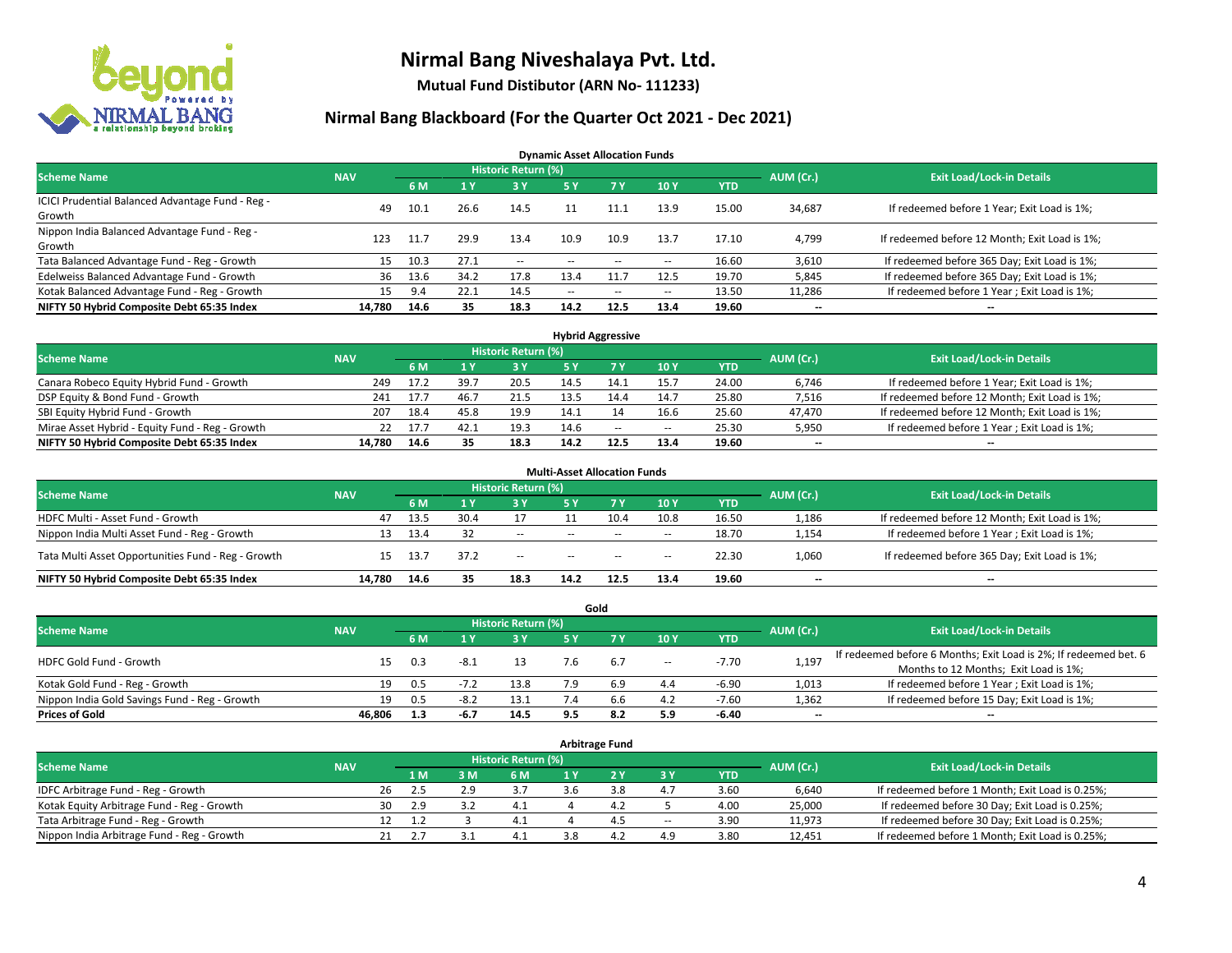# Nirmal Bang Niveshalaya Pvt. Ltd.

**Mutual Fund Distibutor (ARN No- 111233)**

## Nirmal Bang Blackboard (For the Quarter Oct 2021 - Dec 2021)

### Dynamic Asset Allocation Funds

| Scheme Name | NAV | Historic Return (%) | | | | | | | AUM (Cr.) | Exit Load/Lock-in Details |
|---|---|---|---|---|---|---|---|---|---|---|
| | | 6 M | 1 Y | 3 Y | 5 Y | 7 Y | 10 Y | YTD | | |
| ICICI Prudential Balanced Advantage Fund - Reg - Growth | 49 | 10.1 | 26.6 | 14.5 | 11 | 11.1 | 13.9 | 15.00 | 34,687 | If redeemed before 1 Year; Exit Load is 1%; |
| Nippon India Balanced Advantage Fund - Reg - Growth | 123 | 11.7 | 29.9 | 13.4 | 10.9 | 10.9 | 13.7 | 17.10 | 4,799 | If redeemed before 12 Month; Exit Load is 1%; |
| Tata Balanced Advantage Fund - Reg - Growth | 15 | 10.3 | 27.1 | -- | -- | -- | -- | 16.60 | 3,610 | If redeemed before 365 Day; Exit Load is 1%; |
| Edelweiss Balanced Advantage Fund - Growth | 36 | 13.6 | 34.2 | 17.8 | 13.4 | 11.7 | 12.5 | 19.70 | 5,845 | If redeemed before 365 Day; Exit Load is 1%; |
| Kotak Balanced Advantage Fund - Reg - Growth | 15 | 9.4 | 22.1 | 14.5 | -- | -- | -- | 13.50 | 11,286 | If redeemed before 1 Year ; Exit Load is 1%; |
| **NIFTY 50 Hybrid Composite Debt 65:35 Index** | **14,780** | **14.6** | **35** | **18.3** | **14.2** | **12.5** | **13.4** | **19.60** | **--** | **--** |

### Hybrid Aggressive

| Scheme Name | NAV | Historic Return (%) | | | | | | | AUM (Cr.) | Exit Load/Lock-in Details |
|---|---|---|---|---|---|---|---|---|---|---|
| | | 6 M | 1 Y | 3 Y | 5 Y | 7 Y | 10 Y | YTD | | |
| Canara Robeco Equity Hybrid Fund - Growth | 249 | 17.2 | 39.7 | 20.5 | 14.5 | 14.1 | 15.7 | 24.00 | 6,746 | If redeemed before 1 Year; Exit Load is 1%; |
| DSP Equity & Bond Fund - Growth | 241 | 17.7 | 46.7 | 21.5 | 13.5 | 14.4 | 14.7 | 25.80 | 7,516 | If redeemed before 12 Month; Exit Load is 1%; |
| SBI Equity Hybrid Fund - Growth | 207 | 18.4 | 45.8 | 19.9 | 14.1 | 14 | 16.6 | 25.60 | 47,470 | If redeemed before 12 Month; Exit Load is 1%; |
| Mirae Asset Hybrid - Equity Fund - Reg - Growth | 22 | 17.7 | 42.1 | 19.3 | 14.6 | -- | -- | 25.30 | 5,950 | If redeemed before 1 Year ; Exit Load is 1%; |
| **NIFTY 50 Hybrid Composite Debt 65:35 Index** | **14,780** | **14.6** | **35** | **18.3** | **14.2** | **12.5** | **13.4** | **19.60** | **--** | **--** |

### Multi-Asset Allocation Funds

| Scheme Name | NAV | Historic Return (%) | | | | | | | AUM (Cr.) | Exit Load/Lock-in Details |
|---|---|---|---|---|---|---|---|---|---|---|
| | | 6 M | 1 Y | 3 Y | 5 Y | 7 Y | 10 Y | YTD | | |
| HDFC Multi - Asset Fund - Growth | 47 | 13.5 | 30.4 | 17 | 11 | 10.4 | 10.8 | 16.50 | 1,186 | If redeemed before 12 Month; Exit Load is 1%; |
| Nippon India Multi Asset Fund - Reg - Growth | 13 | 13.4 | 32 | -- | -- | -- | -- | 18.70 | 1,154 | If redeemed before 1 Year ; Exit Load is 1%; |
| Tata Multi Asset Opportunities Fund - Reg - Growth | 15 | 13.7 | 37.2 | -- | -- | -- | -- | 22.30 | 1,060 | If redeemed before 365 Day; Exit Load is 1%; |
| **NIFTY 50 Hybrid Composite Debt 65:35 Index** | **14,780** | **14.6** | **35** | **18.3** | **14.2** | **12.5** | **13.4** | **19.60** | **--** | **--** |

### Gold

| Scheme Name | NAV | Historic Return (%) | | | | | | | AUM (Cr.) | Exit Load/Lock-in Details |
|---|---|---|---|---|---|---|---|---|---|---|
| | | 6 M | 1 Y | 3 Y | 5 Y | 7 Y | 10 Y | YTD | | |
| HDFC Gold Fund - Growth | 15 | 0.3 | -8.1 | 13 | 7.6 | 6.7 | -- | -7.70 | 1,197 | If redeemed before 6 Months; Exit Load is 2%; If redeemed bet. 6 Months to 12 Months; Exit Load is 1%; |
| Kotak Gold Fund - Reg - Growth | 19 | 0.5 | -7.2 | 13.8 | 7.9 | 6.9 | 4.4 | -6.90 | 1,013 | If redeemed before 1 Year ; Exit Load is 1%; |
| Nippon India Gold Savings Fund - Reg - Growth | 19 | 0.5 | -8.2 | 13.1 | 7.4 | 6.6 | 4.2 | -7.60 | 1,362 | If redeemed before 15 Day; Exit Load is 1%; |
| **Prices of Gold** | **46,806** | **1.3** | **-6.7** | **14.5** | **9.5** | **8.2** | **5.9** | **-6.40** | **--** | **--** |

### Arbitrage Fund

| Scheme Name | NAV | Historic Return (%) | | | | | | | AUM (Cr.) | Exit Load/Lock-in Details |
|---|---|---|---|---|---|---|---|---|---|---|
| | | 1 M | 3 M | 6 M | 1 Y | 2 Y | 3 Y | YTD | | |
| IDFC Arbitrage Fund - Reg - Growth | 26 | 2.5 | 2.9 | 3.7 | 3.6 | 3.8 | 4.7 | 3.60 | 6,640 | If redeemed before 1 Month; Exit Load is 0.25%; |
| Kotak Equity Arbitrage Fund - Reg - Growth | 30 | 2.9 | 3.2 | 4.1 | 4 | 4.2 | 5 | 4.00 | 25,000 | If redeemed before 30 Day; Exit Load is 0.25%; |
| Tata Arbitrage Fund - Reg - Growth | 12 | 1.2 | 3 | 4.1 | 4 | 4.5 | -- | 3.90 | 11,973 | If redeemed before 30 Day; Exit Load is 0.25%; |
| Nippon India Arbitrage Fund - Reg - Growth | 21 | 2.7 | 3.1 | 4.1 | 3.8 | 4.2 | 4.9 | 3.80 | 12,451 | If redeemed before 1 Month; Exit Load is 0.25%; |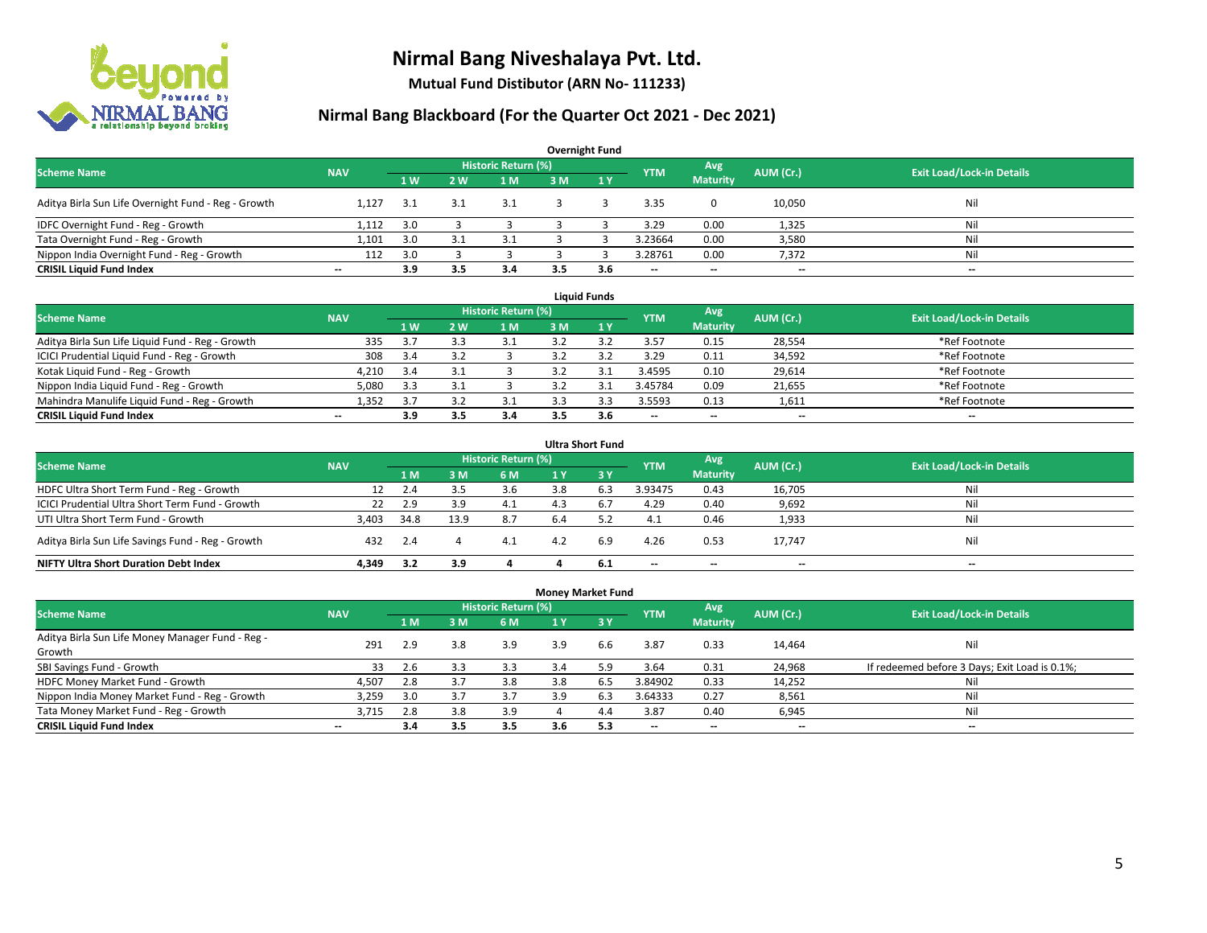# Nirmal Bang Niveshalaya Pvt. Ltd.

**Mutual Fund Distibutor (ARN No- 111233)**

## Nirmal Bang Blackboard (For the Quarter Oct 2021 - Dec 2021)

### Overnight Fund

| Scheme Name | NAV | Historic Return (%) | | | | | YTM | Avg Maturity | AUM (Cr.) | Exit Load/Lock-in Details |
|---|---|---|---|---|---|---|---|---|---|---|
| | | 1 W | 2 W | 1 M | 3 M | 1 Y | | | | |
| Aditya Birla Sun Life Overnight Fund - Reg - Growth | 1,127 | 3.1 | 3.1 | 3.1 | 3 | 3 | 3.35 | 0 | 10,050 | Nil |
| IDFC Overnight Fund - Reg - Growth | 1,112 | 3.0 | 3 | 3 | 3 | 3 | 3.29 | 0.00 | 1,325 | Nil |
| Tata Overnight Fund - Reg - Growth | 1,101 | 3.0 | 3.1 | 3.1 | 3 | 3 | 3.23664 | 0.00 | 3,580 | Nil |
| Nippon India Overnight Fund - Reg - Growth | 112 | 3.0 | 3 | 3 | 3 | 3 | 3.28761 | 0.00 | 7,372 | Nil |
| **CRISIL Liquid Fund Index** | -- | **3.9** | **3.5** | **3.4** | **3.5** | **3.6** | -- | -- | -- | -- |

### Liquid Funds

| Scheme Name | NAV | Historic Return (%) | | | | | YTM | Avg Maturity | AUM (Cr.) | Exit Load/Lock-in Details |
|---|---|---|---|---|---|---|---|---|---|---|
| | | 1 W | 2 W | 1 M | 3 M | 1 Y | | | | |
| Aditya Birla Sun Life Liquid Fund - Reg - Growth | 335 | 3.7 | 3.3 | 3.1 | 3.2 | 3.2 | 3.57 | 0.15 | 28,554 | *Ref Footnote |
| ICICI Prudential Liquid Fund - Reg - Growth | 308 | 3.4 | 3.2 | 3 | 3.2 | 3.2 | 3.29 | 0.11 | 34,592 | *Ref Footnote |
| Kotak Liquid Fund - Reg - Growth | 4,210 | 3.4 | 3.1 | 3 | 3.2 | 3.1 | 3.4595 | 0.10 | 29,614 | *Ref Footnote |
| Nippon India Liquid Fund - Reg - Growth | 5,080 | 3.3 | 3.1 | 3 | 3.2 | 3.1 | 3.45784 | 0.09 | 21,655 | *Ref Footnote |
| Mahindra Manulife Liquid Fund - Reg - Growth | 1,352 | 3.7 | 3.2 | 3.1 | 3.3 | 3.3 | 3.5593 | 0.13 | 1,611 | *Ref Footnote |
| **CRISIL Liquid Fund Index** | -- | **3.9** | **3.5** | **3.4** | **3.5** | **3.6** | -- | -- | -- | -- |

### Ultra Short Fund

| Scheme Name | NAV | Historic Return (%) | | | | | YTM | Avg Maturity | AUM (Cr.) | Exit Load/Lock-in Details |
|---|---|---|---|---|---|---|---|---|---|---|
| | | 1 M | 3 M | 6 M | 1 Y | 3 Y | | | | |
| HDFC Ultra Short Term Fund - Reg - Growth | 12 | 2.4 | 3.5 | 3.6 | 3.8 | 6.3 | 3.93475 | 0.43 | 16,705 | Nil |
| ICICI Prudential Ultra Short Term Fund - Growth | 22 | 2.9 | 3.9 | 4.1 | 4.3 | 6.7 | 4.29 | 0.40 | 9,692 | Nil |
| UTI Ultra Short Term Fund - Growth | 3,403 | 34.8 | 13.9 | 8.7 | 6.4 | 5.2 | 4.1 | 0.46 | 1,933 | Nil |
| Aditya Birla Sun Life Savings Fund - Reg - Growth | 432 | 2.4 | 4 | 4.1 | 4.2 | 6.9 | 4.26 | 0.53 | 17,747 | Nil |
| **NIFTY Ultra Short Duration Debt Index** | **4,349** | **3.2** | **3.9** | **4** | **4** | **6.1** | -- | -- | -- | -- |

### Money Market Fund

| Scheme Name | NAV | Historic Return (%) | | | | | YTM | Avg Maturity | AUM (Cr.) | Exit Load/Lock-in Details |
|---|---|---|---|---|---|---|---|---|---|---|
| | | 1 M | 3 M | 6 M | 1 Y | 3 Y | | | | |
| Aditya Birla Sun Life Money Manager Fund - Reg - Growth | 291 | 2.9 | 3.8 | 3.9 | 3.9 | 6.6 | 3.87 | 0.33 | 14,464 | Nil |
| SBI Savings Fund - Growth | 33 | 2.6 | 3.3 | 3.3 | 3.4 | 5.9 | 3.64 | 0.31 | 24,968 | If redeemed before 3 Days; Exit Load is 0.1%; |
| HDFC Money Market Fund - Growth | 4,507 | 2.8 | 3.7 | 3.8 | 3.8 | 6.5 | 3.84902 | 0.33 | 14,252 | Nil |
| Nippon India Money Market Fund - Reg - Growth | 3,259 | 3.0 | 3.7 | 3.7 | 3.9 | 6.3 | 3.64333 | 0.27 | 8,561 | Nil |
| Tata Money Market Fund - Reg - Growth | 3,715 | 2.8 | 3.8 | 3.9 | 4 | 4.4 | 3.87 | 0.40 | 6,945 | Nil |
| **CRISIL Liquid Fund Index** | -- | **3.4** | **3.5** | **3.5** | **3.6** | **5.3** | -- | -- | -- | -- |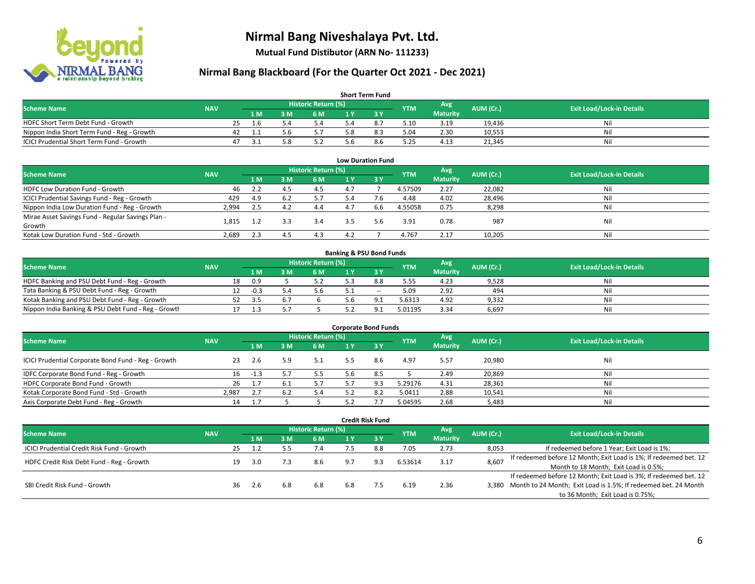# Nirmal Bang Niveshalaya Pvt. Ltd.

**Mutual Fund Distibutor (ARN No- 111233)**

## Nirmal Bang Blackboard (For the Quarter Oct 2021 - Dec 2021)

### Short Term Fund

| Scheme Name | NAV | Historic Return (%) | | | | | YTM | Avg Maturity | AUM (Cr.) | Exit Load/Lock-in Details |
|---|---|---|---|---|---|---|---|---|---|---|
| | | 1 M | 3 M | 6 M | 1 Y | 3 Y | | | | |
| HDFC Short Term Debt Fund - Growth | 25 | 1.6 | 5.4 | 5.4 | 5.4 | 8.7 | 5.10 | 3.19 | 19,436 | Nil |
| Nippon India Short Term Fund - Reg - Growth | 42 | 1.1 | 5.6 | 5.7 | 5.8 | 8.3 | 5.04 | 2.30 | 10,553 | Nil |
| ICICI Prudential Short Term Fund - Growth | 47 | 3.1 | 5.8 | 5.2 | 5.6 | 8.6 | 5.25 | 4.13 | 21,345 | Nil |

### Low Duration Fund

| Scheme Name | NAV | Historic Return (%) | | | | | YTM | Avg Maturity | AUM (Cr.) | Exit Load/Lock-in Details |
|---|---|---|---|---|---|---|---|---|---|---|
| | | 1 M | 3 M | 6 M | 1 Y | 3 Y | | | | |
| HDFC Low Duration Fund - Growth | 46 | 2.2 | 4.5 | 4.5 | 4.7 | 7 | 4.57509 | 2.27 | 22,082 | Nil |
| ICICI Prudential Savings Fund - Reg - Growth | 429 | 4.9 | 6.2 | 5.7 | 5.4 | 7.6 | 4.48 | 4.02 | 28,496 | Nil |
| Nippon India Low Duration Fund - Reg - Growth | 2,994 | 2.5 | 4.2 | 4.4 | 4.7 | 6.6 | 4.55058 | 0.75 | 8,298 | Nil |
| Mirae Asset Savings Fund - Regular Savings Plan - Growth | 1,815 | 1.2 | 3.3 | 3.4 | 3.5 | 5.6 | 3.91 | 0.78 | 987 | Nil |
| Kotak Low Duration Fund - Std - Growth | 2,689 | 2.3 | 4.5 | 4.3 | 4.2 | 7 | 4.767 | 2.17 | 10,205 | Nil |

### Banking & PSU Bond Funds

| Scheme Name | NAV | Historic Return (%) | | | | | YTM | Avg Maturity | AUM (Cr.) | Exit Load/Lock-in Details |
|---|---|---|---|---|---|---|---|---|---|---|
| | | 1 M | 3 M | 6 M | 1 Y | 3 Y | | | | |
| HDFC Banking and PSU Debt Fund - Reg - Growth | 18 | 0.9 | 5 | 5.2 | 5.3 | 8.8 | 5.55 | 4.23 | 9,528 | Nil |
| Tata Banking & PSU Debt Fund - Reg - Growth | 12 | -0.3 | 5.4 | 5.6 | 5.1 | -- | 5.09 | 2.92 | 494 | Nil |
| Kotak Banking and PSU Debt Fund - Reg - Growth | 52 | 3.5 | 6.7 | 6 | 5.6 | 9.1 | 5.6313 | 4.92 | 9,332 | Nil |
| Nippon India Banking & PSU Debt Fund - Reg - Growth | 17 | 1.3 | 5.7 | 5 | 5.2 | 9.1 | 5.01195 | 3.34 | 6,697 | Nil |

### Corporate Bond Funds

| Scheme Name | NAV | Historic Return (%) | | | | | YTM | Avg Maturity | AUM (Cr.) | Exit Load/Lock-in Details |
|---|---|---|---|---|---|---|---|---|---|---|
| | | 1 M | 3 M | 6 M | 1 Y | 3 Y | | | | |
| ICICI Prudential Corporate Bond Fund - Reg - Growth | 23 | 2.6 | 5.9 | 5.1 | 5.5 | 8.6 | 4.97 | 5.57 | 20,980 | Nil |
| IDFC Corporate Bond Fund - Reg - Growth | 16 | -1.3 | 5.7 | 5.5 | 5.6 | 8.5 | 5 | 2.49 | 20,869 | Nil |
| HDFC Corporate Bond Fund - Growth | 26 | 1.7 | 6.1 | 5.7 | 5.7 | 9.3 | 5.29176 | 4.31 | 28,361 | Nil |
| Kotak Corporate Bond Fund - Std - Growth | 2,987 | 2.7 | 6.2 | 5.4 | 5.2 | 8.2 | 5.0411 | 2.88 | 10,541 | Nil |
| Axis Corporate Debt Fund - Reg - Growth | 14 | 1.7 | 5 | 5 | 5.2 | 7.7 | 5.04595 | 2.68 | 5,483 | Nil |

### Credit Risk Fund

| Scheme Name | NAV | Historic Return (%) | | | | | YTM | Avg Maturity | AUM (Cr.) | Exit Load/Lock-in Details |
|---|---|---|---|---|---|---|---|---|---|---|
| | | 1 M | 3 M | 6 M | 1 Y | 3 Y | | | | |
| ICICI Prudential Credit Risk Fund - Growth | 25 | 1.2 | 5.5 | 7.4 | 7.5 | 8.8 | 7.05 | 2.73 | 8,053 | If redeemed before 1 Year; Exit Load is 1%; |
| HDFC Credit Risk Debt Fund - Reg - Growth | 19 | 3.0 | 7.3 | 8.6 | 9.7 | 9.3 | 6.53614 | 3.17 | 8,607 | If redeemed before 12 Month; Exit Load is 1%; If redeemed bet. 12 Month to 18 Month; Exit Load is 0.5%; |
| SBI Credit Risk Fund - Growth | 36 | 2.6 | 6.8 | 6.8 | 6.8 | 7.5 | 6.19 | 2.36 | 3,380 | If redeemed before 12 Month; Exit Load is 3%; If redeemed bet. 12 Month to 24 Month; Exit Load is 1.5%; If redeemed bet. 24 Month to 36 Month; Exit Load is 0.75%; |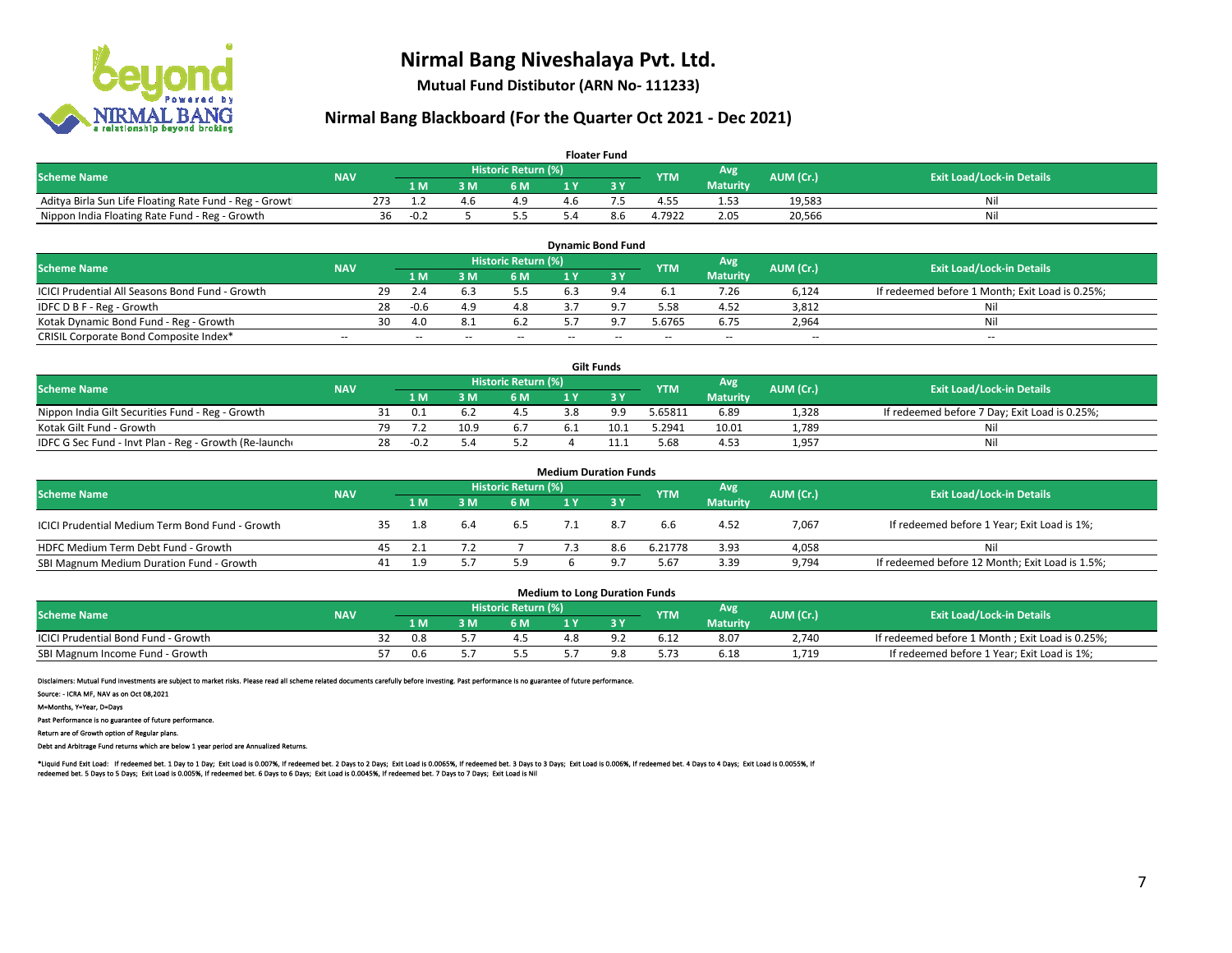# Nirmal Bang Niveshalaya Pvt. Ltd.

**Mutual Fund Distibutor (ARN No- 111233)**

## Nirmal Bang Blackboard (For the Quarter Oct 2021 - Dec 2021)

### Floater Fund

| Scheme Name | NAV | Historic Return (%) | | | | | YTM | Avg Maturity | AUM (Cr.) | Exit Load/Lock-in Details |
|---|---|---|---|---|---|---|---|---|---|---|
| | | 1 M | 3 M | 6 M | 1 Y | 3 Y | | | | |
| Aditya Birla Sun Life Floating Rate Fund - Reg - Growt | 273 | 1.2 | 4.6 | 4.9 | 4.6 | 7.5 | 4.55 | 1.53 | 19,583 | Nil |
| Nippon India Floating Rate Fund - Reg - Growth | 36 | -0.2 | 5 | 5.5 | 5.4 | 8.6 | 4.7922 | 2.05 | 20,566 | Nil |

### Dynamic Bond Fund

| Scheme Name | NAV | Historic Return (%) | | | | | YTM | Avg Maturity | AUM (Cr.) | Exit Load/Lock-in Details |
|---|---|---|---|---|---|---|---|---|---|---|
| | | 1 M | 3 M | 6 M | 1 Y | 3 Y | | | | |
| ICICI Prudential All Seasons Bond Fund - Growth | 29 | 2.4 | 6.3 | 5.5 | 6.3 | 9.4 | 6.1 | 7.26 | 6,124 | If redeemed before 1 Month; Exit Load is 0.25%; |
| IDFC D B F - Reg - Growth | 28 | -0.6 | 4.9 | 4.8 | 3.7 | 9.7 | 5.58 | 4.52 | 3,812 | Nil |
| Kotak Dynamic Bond Fund - Reg - Growth | 30 | 4.0 | 8.1 | 6.2 | 5.7 | 9.7 | 5.6765 | 6.75 | 2,964 | Nil |
| CRISIL Corporate Bond Composite Index* | -- | -- | -- | -- | -- | -- | -- | -- | -- | -- |

### Gilt Funds

| Scheme Name | NAV | Historic Return (%) | | | | | YTM | Avg Maturity | AUM (Cr.) | Exit Load/Lock-in Details |
|---|---|---|---|---|---|---|---|---|---|---|
| | | 1 M | 3 M | 6 M | 1 Y | 3 Y | | | | |
| Nippon India Gilt Securities Fund - Reg - Growth | 31 | 0.1 | 6.2 | 4.5 | 3.8 | 9.9 | 5.65811 | 6.89 | 1,328 | If redeemed before 7 Day; Exit Load is 0.25%; |
| Kotak Gilt Fund - Growth | 79 | 7.2 | 10.9 | 6.7 | 6.1 | 10.1 | 5.2941 | 10.01 | 1,789 | Nil |
| IDFC G Sec Fund - Invt Plan - Reg - Growth (Re-launch | 28 | -0.2 | 5.4 | 5.2 | 4 | 11.1 | 5.68 | 4.53 | 1,957 | Nil |

### Medium Duration Funds

| Scheme Name | NAV | Historic Return (%) | | | | | YTM | Avg Maturity | AUM (Cr.) | Exit Load/Lock-in Details |
|---|---|---|---|---|---|---|---|---|---|---|
| | | 1 M | 3 M | 6 M | 1 Y | 3 Y | | | | |
| ICICI Prudential Medium Term Bond Fund - Growth | 35 | 1.8 | 6.4 | 6.5 | 7.1 | 8.7 | 6.6 | 4.52 | 7,067 | If redeemed before 1 Year; Exit Load is 1%; |
| HDFC Medium Term Debt Fund - Growth | 45 | 2.1 | 7.2 | 7 | 7.3 | 8.6 | 6.21778 | 3.93 | 4,058 | Nil |
| SBI Magnum Medium Duration Fund - Growth | 41 | 1.9 | 5.7 | 5.9 | 6 | 9.7 | 5.67 | 3.39 | 9,794 | If redeemed before 12 Month; Exit Load is 1.5%; |

### Medium to Long Duration Funds

| Scheme Name | NAV | Historic Return (%) | | | | | YTM | Avg Maturity | AUM (Cr.) | Exit Load/Lock-in Details |
|---|---|---|---|---|---|---|---|---|---|---|
| | | 1 M | 3 M | 6 M | 1 Y | 3 Y | | | | |
| ICICI Prudential Bond Fund - Growth | 32 | 0.8 | 5.7 | 4.5 | 4.8 | 9.2 | 6.12 | 8.07 | 2,740 | If redeemed before 1 Month ; Exit Load is 0.25%; |
| SBI Magnum Income Fund - Growth | 57 | 0.6 | 5.7 | 5.5 | 5.7 | 9.8 | 5.73 | 6.18 | 1,719 | If redeemed before 1 Year; Exit Load is 1%; |

Disclaimers: Mutual Fund investments are subject to market risks. Please read all scheme related documents carefully before investing. Past performance is no guarantee of future performance.

Source: - ICRA MF, NAV as on Oct 08,2021

M=Months, Y=Year, D=Days

Past Performance is no guarantee of future performance.

Return are of Growth option of Regular plans.

Debt and Arbitrage Fund returns which are below 1 year period are Annualized Returns.

*Liquid Fund Exit Load: If redeemed bet. 1 Day to 1 Day; Exit Load is 0.007%, If redeemed bet. 2 Days to 2 Days; Exit Load is 0.0065%, If redeemed bet. 3 Days to 3 Days; Exit Load is 0.006%, If redeemed bet. 4 Days to 4 Days; Exit Load is 0.0055%, If redeemed bet. 5 Days to 5 Days; Exit Load is 0.005%, If redeemed bet. 6 Days to 6 Days; Exit Load is 0.0045%, If redeemed bet. 7 Days to 7 Days; Exit Load is Nil